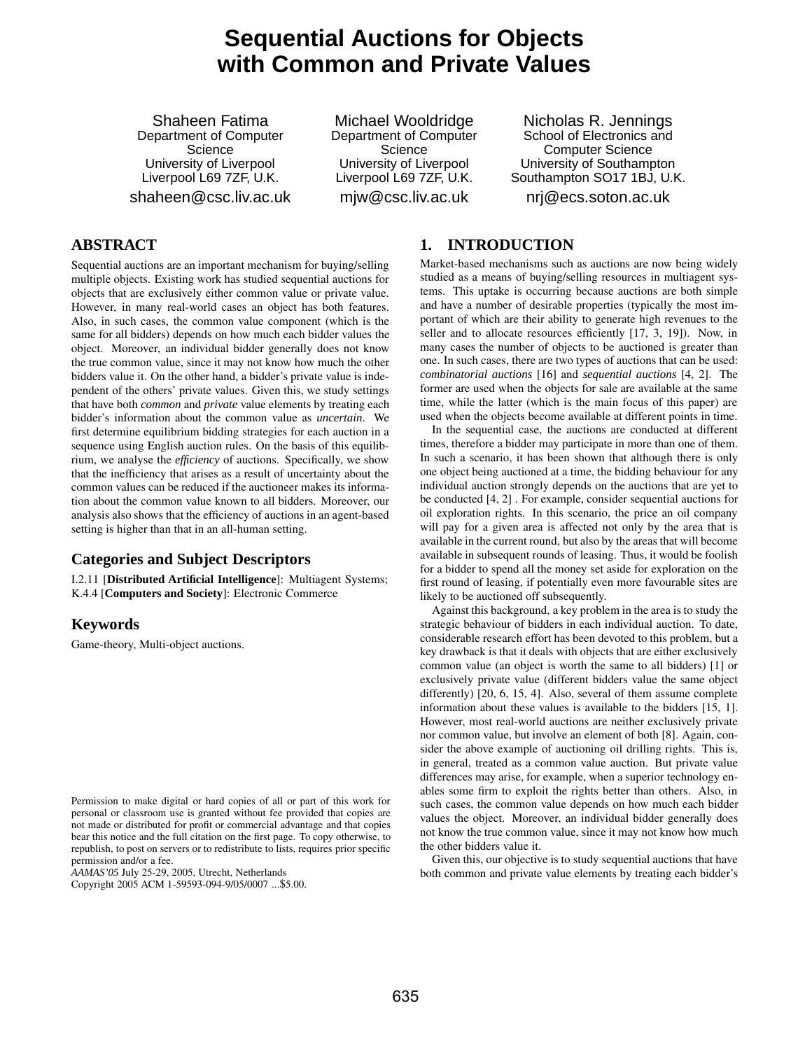# Sequential Auctions for Objects with Common and Private Values

Shaheen Fatima
Department of Computer Science
University of Liverpool
Liverpool L69 7ZF, U.K.
shaheen@csc.liv.ac.uk

Michael Wooldridge
Department of Computer Science
University of Liverpool
Liverpool L69 7ZF, U.K.
mjw@csc.liv.ac.uk

Nicholas R. Jennings
School of Electronics and Computer Science
University of Southampton
Southampton SO17 1BJ, U.K.
nrj@ecs.soton.ac.uk

## ABSTRACT

Sequential auctions are an important mechanism for buying/selling multiple objects. Existing work has studied sequential auctions for objects that are exclusively either common value or private value. However, in many real-world cases an object has both features. Also, in such cases, the common value component (which is the same for all bidders) depends on how much each bidder values the object. Moreover, an individual bidder generally does not know the true common value, since it may not know how much the other bidders value it. On the other hand, a bidder's private value is independent of the others' private values. Given this, we study settings that have both *common* and *private* value elements by treating each bidder's information about the common value as *uncertain*. We first determine equilibrium bidding strategies for each auction in a sequence using English auction rules. On the basis of this equilibrium, we analyse the *efficiency* of auctions. Specifically, we show that the inefficiency that arises as a result of uncertainty about the common values can be reduced if the auctioneer makes its information about the common value known to all bidders. Moreover, our analysis also shows that the efficiency of auctions in an agent-based setting is higher than that in an all-human setting.

### Categories and Subject Descriptors

I.2.11 [**Distributed Artificial Intelligence**]: Multiagent Systems; K.4.4 [**Computers and Society**]: Electronic Commerce

### Keywords

Game-theory, Multi-object auctions.

Permission to make digital or hard copies of all or part of this work for personal or classroom use is granted without fee provided that copies are not made or distributed for profit or commercial advantage and that copies bear this notice and the full citation on the first page. To copy otherwise, to republish, to post on servers or to redistribute to lists, requires prior specific permission and/or a fee.
*AAMAS'05* July 25-29, 2005, Utrecht, Netherlands
Copyright 2005 ACM 1-59593-094-9/05/0007 ...$5.00.

## 1. INTRODUCTION

Market-based mechanisms such as auctions are now being widely studied as a means of buying/selling resources in multiagent systems. This uptake is occurring because auctions are both simple and have a number of desirable properties (typically the most important of which are their ability to generate high revenues to the seller and to allocate resources efficiently [17, 3, 19]). Now, in many cases the number of objects to be auctioned is greater than one. In such cases, there are two types of auctions that can be used: *combinatorial auctions* [16] and *sequential auctions* [4, 2]. The former are used when the objects for sale are available at the same time, while the latter (which is the main focus of this paper) are used when the objects become available at different points in time.

In the sequential case, the auctions are conducted at different times, therefore a bidder may participate in more than one of them. In such a scenario, it has been shown that although there is only one object being auctioned at a time, the bidding behaviour for any individual auction strongly depends on the auctions that are yet to be conducted [4, 2]. For example, consider sequential auctions for oil exploration rights. In this scenario, the price an oil company will pay for a given area is affected not only by the area that is available in the current round, but also by the areas that will become available in subsequent rounds of leasing. Thus, it would be foolish for a bidder to spend all the money set aside for exploration on the first round of leasing, if potentially even more favourable sites are likely to be auctioned off subsequently.

Against this background, a key problem in the area is to study the strategic behaviour of bidders in each individual auction. To date, considerable research effort has been devoted to this problem, but a key drawback is that it deals with objects that are either exclusively common value (an object is worth the same to all bidders) [1] or exclusively private value (different bidders value the same object differently) [20, 6, 15, 4]. Also, several of them assume complete information about these values is available to the bidders [15, 1]. However, most real-world auctions are neither exclusively private nor common value, but involve an element of both [8]. Again, consider the above example of auctioning oil drilling rights. This is, in general, treated as a common value auction. But private value differences may arise, for example, when a superior technology enables some firm to exploit the rights better than others. Also, in such cases, the common value depends on how much each bidder values the object. Moreover, an individual bidder generally does not know the true common value, since it may not know how much the other bidders value it.

Given this, our objective is to study sequential auctions that have both common and private value elements by treating each bidder's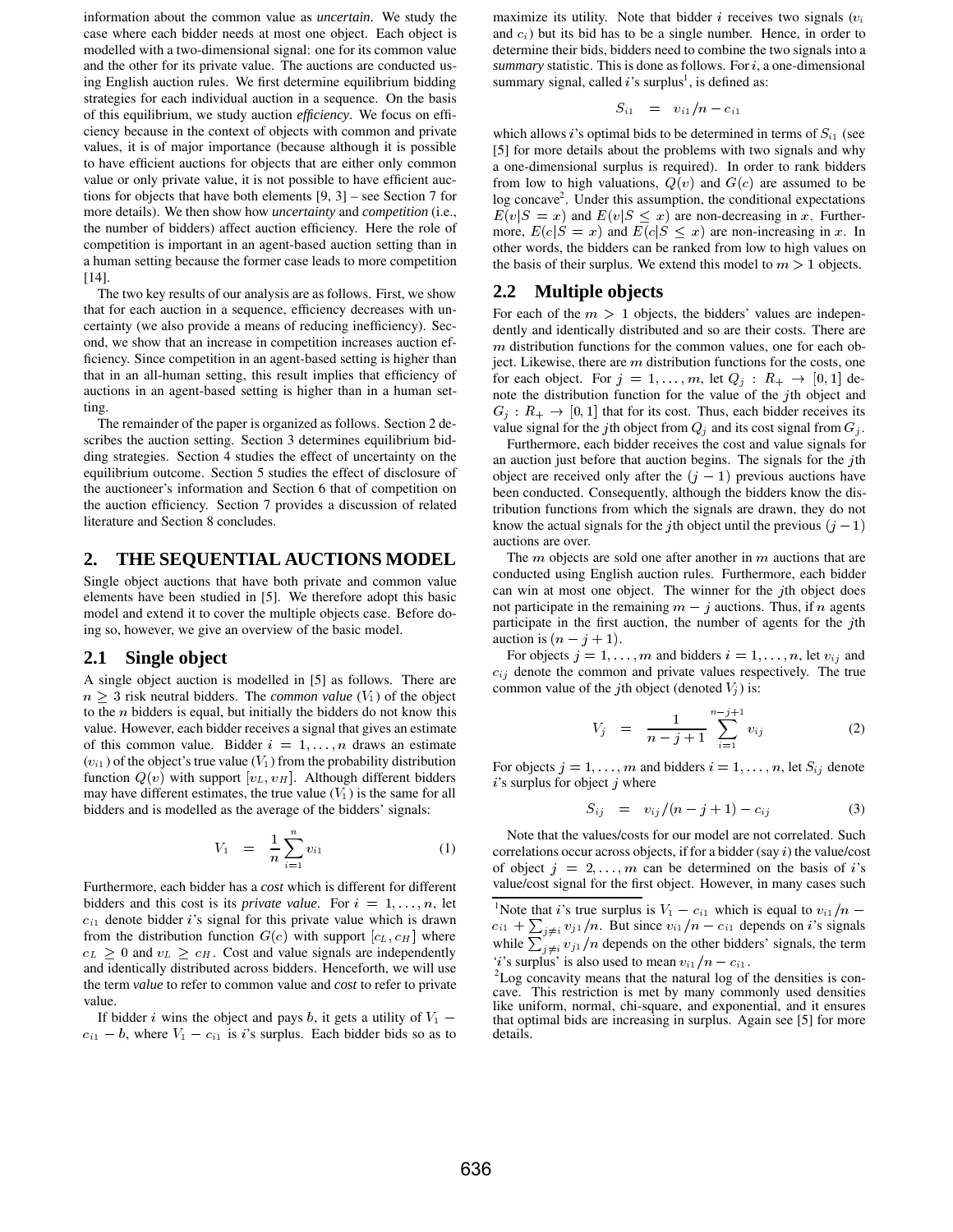information about the common value as *uncertain*. We study the case where each bidder needs at most one object. Each object is modelled with a two-dimensional signal: one for its common value and the other for its private value. The auctions are conducted using English auction rules. We first determine equilibrium bidding strategies for each individual auction in a sequence. On the basis of this equilibrium, we study auction *efficiency*. We focus on efficiency because in the context of objects with common and private values, it is of major importance (because although it is possible to have efficient auctions for objects that are either only common value or only private value, it is not possible to have efficient auctions for objects that have both elements [9, 3] – see Section 7 for more details). We then show how *uncertainty* and *competition* (i.e., the number of bidders) affect auction efficiency. Here the role of competition is important in an agent-based auction setting than in a human setting because the former case leads to more competition [14].

The two key results of our analysis are as follows. First, we show that for each auction in a sequence, efficiency decreases with uncertainty (we also provide a means of reducing inefficiency). Second, we show that an increase in competition increases auction efficiency. Since competition in an agent-based setting is higher than that in an all-human setting, this result implies that efficiency of auctions in an agent-based setting is higher than in a human setting.

The remainder of the paper is organized as follows. Section 2 describes the auction setting. Section 3 determines equilibrium bidding strategies. Section 4 studies the effect of uncertainty on the equilibrium outcome. Section 5 studies the effect of disclosure of the auctioneer's information and Section 6 that of competition on the auction efficiency. Section 7 provides a discussion of related literature and Section 8 concludes.

## 2. THE SEQUENTIAL AUCTIONS MODEL

Single object auctions that have both private and common value elements have been studied in [5]. We therefore adopt this basic model and extend it to cover the multiple objects case. Before doing so, however, we give an overview of the basic model.

### 2.1 Single object

A single object auction is modelled in [5] as follows. There are $n \geq 3$ risk neutral bidders. The *common value* ($V_1$) of the object to the $n$ bidders is equal, but initially the bidders do not know this value. However, each bidder receives a signal that gives an estimate of this common value. Bidder $i = 1, \ldots, n$ draws an estimate ($v_{i1}$) of the object's true value ($V_1$) from the probability distribution function $Q(v)$ with support $[v_L, v_H]$. Although different bidders may have different estimates, the true value ($V_1$) is the same for all bidders and is modelled as the average of the bidders' signals:

$$V_1 \quad = \quad \frac{1}{n} \sum_{i=1}^{n} v_{i1} \tag{1}$$

Furthermore, each bidder has a *cost* which is different for different bidders and this cost is its *private value*. For $i = 1, \ldots, n$, let $c_{i1}$ denote bidder $i$'s signal for this private value which is drawn from the distribution function $G(c)$ with support $[c_L, c_H]$ where $c_L \geq 0$ and $v_L \geq c_H$. Cost and value signals are independently and identically distributed across bidders. Henceforth, we will use the term *value* to refer to common value and *cost* to refer to private value.

If bidder $i$ wins the object and pays $b$, it gets a utility of $V_1 - c_{i1} - b$, where $V_1 - c_{i1}$ is $i$'s surplus. Each bidder bids so as to maximize its utility. Note that bidder $i$ receives two signals ($v_i$ and $c_i$) but its bid has to be a single number. Hence, in order to determine their bids, bidders need to combine the two signals into a *summary* statistic. This is done as follows. For $i$, a one-dimensional summary signal, called $i$'s surplus[1], is defined as:

$$S_{i1} \quad = \quad v_{i1}/n - c_{i1}$$

which allows $i$'s optimal bids to be determined in terms of $S_{i1}$ (see [5] for more details about the problems with two signals and why a one-dimensional surplus is required). In order to rank bidders from low to high valuations, $Q(v)$ and $G(c)$ are assumed to be log concave[2]. Under this assumption, the conditional expectations $E(v|S = x)$ and $E(v|S \leq x)$ are non-decreasing in $x$. Furthermore, $E(c|S = x)$ and $E(c|S \leq x)$ are non-increasing in $x$. In other words, the bidders can be ranked from low to high values on the basis of their surplus. We extend this model to $m > 1$ objects.

### 2.2 Multiple objects

For each of the $m > 1$ objects, the bidders' values are independently and identically distributed and so are their costs. There are $m$ distribution functions for the common values, one for each object. Likewise, there are $m$ distribution functions for the costs, one for each object. For $j = 1, \ldots, m$, let $Q_j : R_+ \rightarrow [0, 1]$ denote the distribution function for the value of the $j$th object and $G_j : R_+ \rightarrow [0, 1]$ that for its cost. Thus, each bidder receives its value signal for the $j$th object from $Q_j$ and its cost signal from $G_j$.

Furthermore, each bidder receives the cost and value signals for an auction just before that auction begins. The signals for the $j$th object are received only after the $(j - 1)$ previous auctions have been conducted. Consequently, although the bidders know the distribution functions from which the signals are drawn, they do not know the actual signals for the $j$th object until the previous $(j - 1)$ auctions are over.

The $m$ objects are sold one after another in $m$ auctions that are conducted using English auction rules. Furthermore, each bidder can win at most one object. The winner for the $j$th object does not participate in the remaining $m - j$ auctions. Thus, if $n$ agents participate in the first auction, the number of agents for the $j$th auction is $(n - j + 1)$.

For objects $j = 1, \ldots, m$ and bidders $i = 1, \ldots, n$, let $v_{ij}$ and $c_{ij}$ denote the common and private values respectively. The true common value of the $j$th object (denoted $V_j$) is:

$$V_j \quad = \quad \frac{1}{n - j + 1} \sum_{i=1}^{n-j+1} v_{ij} \tag{2}$$

For objects $j = 1, \ldots, m$ and bidders $i = 1, \ldots, n$, let $S_{ij}$ denote $i$'s surplus for object $j$ where

$$S_{ij} \quad = \quad v_{ij}/(n - j + 1) - c_{ij} \tag{3}$$

Note that the values/costs for our model are not correlated. Such correlations occur across objects, if for a bidder (say $i$) the value/cost of object $j = 2, \ldots, m$ can be determined on the basis of $i$'s value/cost signal for the first object. However, in many cases such

[1] Note that $i$'s true surplus is $V_1 - c_{i1}$ which is equal to $v_{i1}/n - c_{i1} + \sum_{j \neq i} v_{j1}/n$. But since $v_{i1}/n - c_{i1}$ depends on $i$'s signals while $\sum_{j \neq i} v_{j1}/n$ depends on the other bidders' signals, the term '$i$'s surplus' is also used to mean $v_{i1}/n - c_{i1}$.

[2] Log concavity means that the natural log of the densities is concave. This restriction is met by many commonly used densities like uniform, normal, chi-square, and exponential, and it ensures that optimal bids are increasing in surplus. Again see [5] for more details.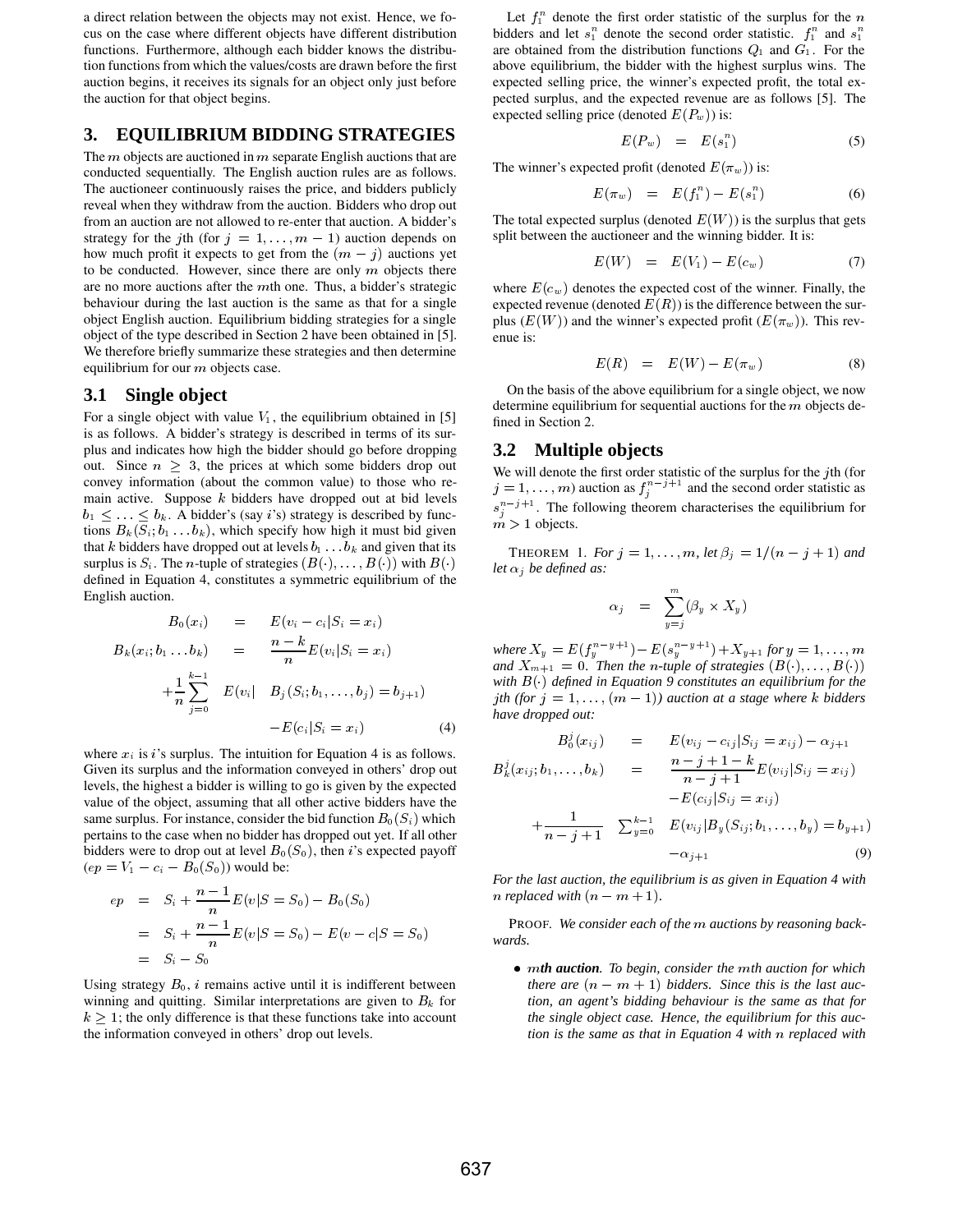a direct relation between the objects may not exist. Hence, we focus on the case where different objects have different distribution functions. Furthermore, although each bidder knows the distribution functions from which the values/costs are drawn before the first auction begins, it receives its signals for an object only just before the auction for that object begins.

## 3. EQUILIBRIUM BIDDING STRATEGIES

The $m$ objects are auctioned in $m$ separate English auctions that are conducted sequentially. The English auction rules are as follows. The auctioneer continuously raises the price, and bidders publicly reveal when they withdraw from the auction. Bidders who drop out from an auction are not allowed to re-enter that auction. A bidder's strategy for the $j$th (for $j = 1, \ldots, m-1$) auction depends on how much profit it expects to get from the $(m-j)$ auctions yet to be conducted. However, since there are only $m$ objects there are no more auctions after the $m$th one. Thus, a bidder's strategic behaviour during the last auction is the same as that for a single object English auction. Equilibrium bidding strategies for a single object of the type described in Section 2 have been obtained in [5]. We therefore briefly summarize these strategies and then determine equilibrium for our $m$ objects case.

### 3.1 Single object

For a single object with value $V_1$, the equilibrium obtained in [5] is as follows. A bidder's strategy is described in terms of its surplus and indicates how high the bidder should go before dropping out. Since $n \geq 3$, the prices at which some bidders drop out convey information (about the common value) to those who remain active. Suppose $k$ bidders have dropped out at bid levels $b_1 \leq \ldots \leq b_k$. A bidder's (say $i$'s) strategy is described by functions $B_k(S_i; b_1 \ldots b_k)$, which specify how high it must bid given that $k$ bidders have dropped out at levels $b_1 \ldots b_k$ and given that its surplus is $S_i$. The $n$-tuple of strategies $(B(\cdot), \ldots, B(\cdot))$ with $B(\cdot)$ defined in Equation 4, constitutes a symmetric equilibrium of the English auction.

$$
\begin{aligned}
B_0(x_i) &= E(v_i - c_i | S_i = x_i) \\
B_k(x_i; b_1 \ldots b_k) &= \frac{n-k}{n} E(v_i | S_i = x_i) \\
&\quad + \frac{1}{n} \sum_{j=0}^{k-1} E(v_i | \; B_j(S_i; b_1, \ldots, b_j) = b_{j+1}) \\
&\quad - E(c_i | S_i = x_i)
\end{aligned}
\tag{4}
$$

where $x_i$ is $i$'s surplus. The intuition for Equation 4 is as follows. Given its surplus and the information conveyed in others' drop out levels, the highest a bidder is willing to go is given by the expected value of the object, assuming that all other active bidders have the same surplus. For instance, consider the bid function $B_0(S_i)$ which pertains to the case when no bidder has dropped out yet. If all other bidders were to drop out at level $B_0(S_0)$, then $i$'s expected payoff ($ep = V_1 - c_i - B_0(S_0)$) would be:

$$
\begin{aligned}
ep &= S_i + \frac{n-1}{n} E(v | S = S_0) - B_0(S_0) \\
&= S_i + \frac{n-1}{n} E(v | S = S_0) - E(v - c | S = S_0) \\
&= S_i - S_0
\end{aligned}
$$

Using strategy $B_0$, $i$ remains active until it is indifferent between winning and quitting. Similar interpretations are given to $B_k$ for $k \geq 1$; the only difference is that these functions take into account the information conveyed in others' drop out levels.

Let $f_1^n$ denote the first order statistic of the surplus for the $n$ bidders and let $s_1^n$ denote the second order statistic. $f_1^n$ and $s_1^n$ are obtained from the distribution functions $Q_1$ and $G_1$. For the above equilibrium, the bidder with the highest surplus wins. The expected selling price, the winner's expected profit, the total expected surplus, and the expected revenue are as follows [5]. The expected selling price (denoted $E(P_w)$) is:

$$
E(P_w) = E(s_1^n) \tag{5}
$$

The winner's expected profit (denoted $E(\pi_w)$) is:

$$
E(\pi_w) = E(f_1^n) - E(s_1^n) \tag{6}
$$

The total expected surplus (denoted $E(W)$) is the surplus that gets split between the auctioneer and the winning bidder. It is:

$$
E(W) = E(V_1) - E(c_w) \tag{7}
$$

where $E(c_w)$ denotes the expected cost of the winner. Finally, the expected revenue (denoted $E(R)$) is the difference between the surplus ($E(W)$) and the winner's expected profit ($E(\pi_w)$). This revenue is:

$$
E(R) = E(W) - E(\pi_w) \tag{8}
$$

On the basis of the above equilibrium for a single object, we now determine equilibrium for sequential auctions for the $m$ objects defined in Section 2.

### 3.2 Multiple objects

We will denote the first order statistic of the surplus for the $j$th (for $j = 1, \ldots, m$) auction as $f_j^{n-j+1}$ and the second order statistic as $s_j^{n-j+1}$. The following theorem characterises the equilibrium for $m > 1$ objects.

THEOREM 1. *For $j = 1, \ldots, m$, let $\beta_j = 1/(n-j+1)$ and let $\alpha_j$ be defined as:*

$$
\alpha_j = \sum_{y=j}^{m} (\beta_y \times X_y)
$$

*where $X_y = E(f_y^{n-y+1}) - E(s_y^{n-y+1}) + X_{y+1}$ for $y = 1, \ldots, m$ and $X_{m+1} = 0$. Then the $n$-tuple of strategies $(B(\cdot), \ldots, B(\cdot))$ with $B(\cdot)$ defined in Equation 9 constitutes an equilibrium for the $j$th (for $j = 1, \ldots, (m-1)$) auction at a stage where $k$ bidders have dropped out:*

$$
\begin{aligned}
B_0^j(x_{ij}) &= E(v_{ij} - c_{ij} | S_{ij} = x_{ij}) - \alpha_{j+1} \\
B_k^j(x_{ij}; b_1, \ldots, b_k) &= \frac{n-j+1-k}{n-j+1} E(v_{ij} | S_{ij} = x_{ij}) \\
&\quad - E(c_{ij} | S_{ij} = x_{ij}) \\
&\quad + \frac{1}{n-j+1} \sum_{y=0}^{k-1} E(v_{ij} | B_y(S_{ij}; b_1, \ldots, b_y) = b_{y+1}) \\
&\quad - \alpha_{j+1}
\end{aligned}
\tag{9}
$$

*For the last auction, the equilibrium is as given in Equation 4 with $n$ replaced with $(n-m+1)$.*

PROOF. *We consider each of the $m$ auctions by reasoning backwards.*

- ***$m$th auction**. To begin, consider the $m$th auction for which there are $(n-m+1)$ bidders. Since this is the last auction, an agent's bidding behaviour is the same as that for the single object case. Hence, the equilibrium for this auction is the same as that in Equation 4 with $n$ replaced with*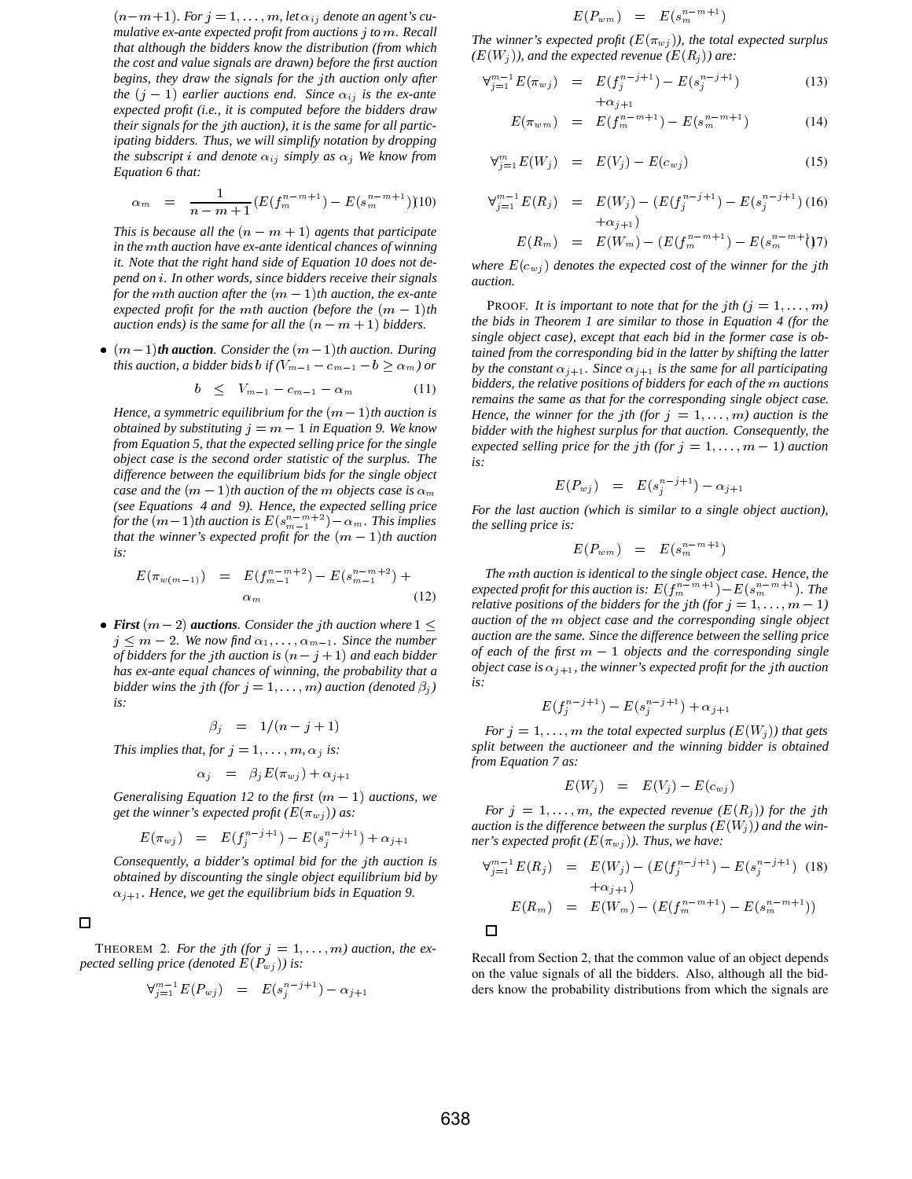$(n-m+1)$. For $j = 1, \ldots, m$, let $\alpha_{ij}$ denote an agent's cumulative ex-ante expected profit from auctions $j$ to $m$. Recall that although the bidders know the distribution (from which the cost and value signals are drawn) before the first auction begins, they draw the signals for the $j$th auction only after the $(j-1)$ earlier auctions end. Since $\alpha_{ij}$ is the ex-ante expected profit (i.e., it is computed before the bidders draw their signals for the $j$th auction), it is the same for all participating bidders. Thus, we will simplify notation by dropping the subscript $i$ and denote $\alpha_{ij}$ simply as $\alpha_j$ We know from Equation 6 that:

$$\alpha_m = \frac{1}{n-m+1}(E(f_m^{n-m+1}) - E(s_m^{n-m+1})) \quad (10)$$

This is because all the $(n-m+1)$ agents that participate in the $m$th auction have ex-ante identical chances of winning it. Note that the right hand side of Equation 10 does not depend on $i$. In other words, since bidders receive their signals for the $m$th auction after the $(m-1)$th auction, the ex-ante expected profit for the $m$th auction (before the $(m-1)$th auction ends) is the same for all the $(n-m+1)$ bidders.

- $(m-1)$**th auction**. Consider the $(m-1)$th auction. During this auction, a bidder bids $b$ if $(V_{m-1} - c_{m-1} - b \geq \alpha_m)$ or

$$b \leq V_{m-1} - c_{m-1} - \alpha_m \quad (11)$$

Hence, a symmetric equilibrium for the $(m-1)$th auction is obtained by substituting $j = m-1$ in Equation 9. We know from Equation 5, that the expected selling price for the single object case is the second order statistic of the surplus. The difference between the equilibrium bids for the single object case and the $(m-1)$th auction of the $m$ objects case is $\alpha_m$ (see Equations 4 and 9). Hence, the expected selling price for the $(m-1)$th auction is $E(s_{m-1}^{n-m+2}) - \alpha_m$. This implies that the winner's expected profit for the $(m-1)$th auction is:

$$E(\pi_{w(m-1)}) = E(f_{m-1}^{n-m+2}) - E(s_{m-1}^{n-m+2}) + \alpha_m \quad (12)$$

- **First** $(m-2)$ **auctions**. Consider the $j$th auction where $1 \leq j \leq m-2$. We now find $\alpha_1, \ldots, \alpha_{m-1}$. Since the number of bidders for the $j$th auction is $(n-j+1)$ and each bidder has ex-ante equal chances of winning, the probability that a bidder wins the $j$th (for $j = 1, \ldots, m$) auction (denoted $\beta_j$) is:

$$\beta_j = 1/(n-j+1)$$

This implies that, for $j = 1, \ldots, m$, $\alpha_j$ is:

$$\alpha_j = \beta_j E(\pi_{wj}) + \alpha_{j+1}$$

Generalising Equation 12 to the first $(m-1)$ auctions, we get the winner's expected profit ($E(\pi_{wj})$) as:

$$E(\pi_{wj}) = E(f_j^{n-j+1}) - E(s_j^{n-j+1}) + \alpha_{j+1}$$

Consequently, a bidder's optimal bid for the $j$th auction is obtained by discounting the single object equilibrium bid by $\alpha_{j+1}$. Hence, we get the equilibrium bids in Equation 9.

□

THEOREM 2. *For the $j$th (for $j = 1, \ldots, m$) auction, the expected selling price (denoted $E(P_{wj})$) is:*

$$\forall_{j=1}^{m-1} E(P_{wj}) = E(s_j^{n-j+1}) - \alpha_{j+1}$$

$$E(P_{wm}) = E(s_m^{n-m+1})$$

*The winner's expected profit ($E(\pi_{wj})$), the total expected surplus ($E(W_j)$), and the expected revenue ($E(R_j)$) are:*

$$\forall_{j=1}^{m-1} E(\pi_{wj}) = E(f_j^{n-j+1}) - E(s_j^{n-j+1}) + \alpha_{j+1} \quad (13)$$

$$E(\pi_{wm}) = E(f_m^{n-m+1}) - E(s_m^{n-m+1}) \quad (14)$$

$$\forall_{j=1}^{m} E(W_j) = E(V_j) - E(c_{wj}) \quad (15)$$

$$\forall_{j=1}^{m-1} E(R_j) = E(W_j) - (E(f_j^{n-j+1}) - E(s_j^{n-j+1}) + \alpha_{j+1}) \quad (16)$$

$$E(R_m) = E(W_m) - (E(f_m^{n-m+1}) - E(s_m^{n-m+1})) \quad (17)$$

*where $E(c_{wj})$ denotes the expected cost of the winner for the $j$th auction.*

PROOF. It is important to note that for the $j$th ($j = 1, \ldots, m$) the bids in Theorem 1 are similar to those in Equation 4 (for the single object case), except that each bid in the former case is obtained from the corresponding bid in the latter by shifting the latter by the constant $\alpha_{j+1}$. Since $\alpha_{j+1}$ is the same for all participating bidders, the relative positions of bidders for each of the $m$ auctions remains the same as that for the corresponding single object case. Hence, the winner for the $j$th (for $j = 1, \ldots, m$) auction is the bidder with the highest surplus for that auction. Consequently, the expected selling price for the $j$th (for $j = 1, \ldots, m-1$) auction is:

$$E(P_{wj}) = E(s_j^{n-j+1}) - \alpha_{j+1}$$

For the last auction (which is similar to a single object auction), the selling price is:

$$E(P_{wm}) = E(s_m^{n-m+1})$$

The $m$th auction is identical to the single object case. Hence, the expected profit for this auction is: $E(f_m^{n-m+1}) - E(s_m^{n-m+1})$. The relative positions of the bidders for the $j$th (for $j = 1, \ldots, m-1$) auction of the $m$ object case and the corresponding single object auction are the same. Since the difference between the selling price of each of the first $m-1$ objects and the corresponding single object case is $\alpha_{j+1}$, the winner's expected profit for the $j$th auction is:

$$E(f_j^{n-j+1}) - E(s_j^{n-j+1}) + \alpha_{j+1}$$

For $j = 1, \ldots, m$ the total expected surplus ($E(W_j)$) that gets split between the auctioneer and the winning bidder is obtained from Equation 7 as:

$$E(W_j) = E(V_j) - E(c_{wj})$$

For $j = 1, \ldots, m$, the expected revenue ($E(R_j)$) for the $j$th auction is the difference between the surplus ($E(W_j)$) and the winner's expected profit ($E(\pi_{wj})$). Thus, we have:

$$\forall_{j=1}^{m-1} E(R_j) = E(W_j) - (E(f_j^{n-j+1}) - E(s_j^{n-j+1}) + \alpha_{j+1}) \quad (18)$$

$$E(R_m) = E(W_m) - (E(f_m^{n-m+1}) - E(s_m^{n-m+1}))$$

□

Recall from Section 2, that the common value of an object depends on the value signals of all the bidders. Also, although all the bidders know the probability distributions from which the signals are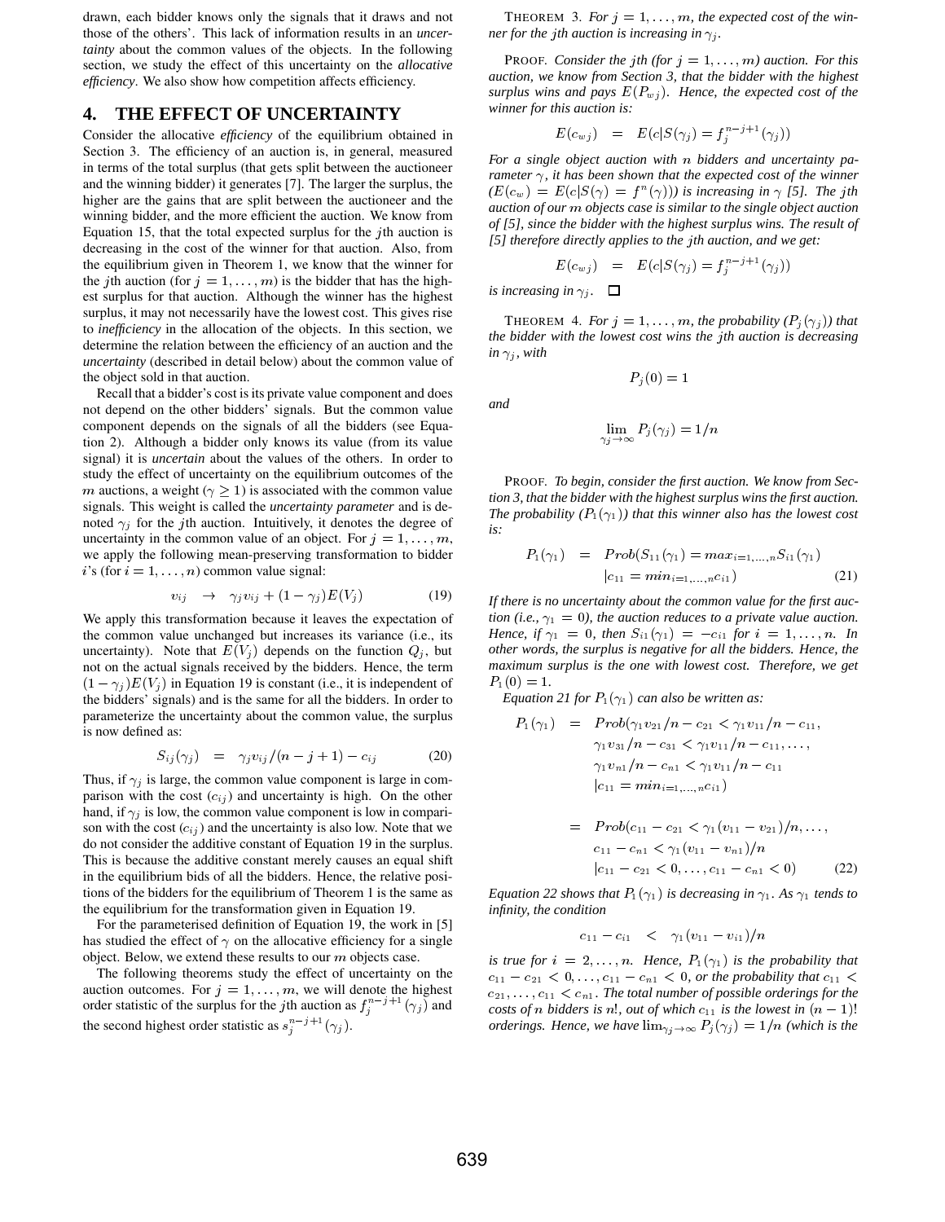drawn, each bidder knows only the signals that it draws and not those of the others'. This lack of information results in an *uncertainty* about the common values of the objects. In the following section, we study the effect of this uncertainty on the *allocative efficiency*. We also show how competition affects efficiency.

# 4. THE EFFECT OF UNCERTAINTY

Consider the allocative *efficiency* of the equilibrium obtained in Section 3. The efficiency of an auction is, in general, measured in terms of the total surplus (that gets split between the auctioneer and the winning bidder) it generates [7]. The larger the surplus, the higher are the gains that are split between the auctioneer and the winning bidder, and the more efficient the auction. We know from Equation 15, that the total expected surplus for the $j$th auction is decreasing in the cost of the winner for that auction. Also, from the equilibrium given in Theorem 1, we know that the winner for the $j$th auction (for $j = 1, \ldots, m$) is the bidder that has the highest surplus for that auction. Although the winner has the highest surplus, it may not necessarily have the lowest cost. This gives rise to *inefficiency* in the allocation of the objects. In this section, we determine the relation between the efficiency of an auction and the *uncertainty* (described in detail below) about the common value of the object sold in that auction.

Recall that a bidder's cost is its private value component and does not depend on the other bidders' signals. But the common value component depends on the signals of all the bidders (see Equation 2). Although a bidder only knows its value (from its value signal) it is *uncertain* about the values of the others. In order to study the effect of uncertainty on the equilibrium outcomes of the $m$ auctions, a weight ($\gamma \geq 1$) is associated with the common value signals. This weight is called the *uncertainty parameter* and is denoted $\gamma_j$ for the $j$th auction. Intuitively, it denotes the degree of uncertainty in the common value of an object. For $j = 1, \ldots, m$, we apply the following mean-preserving transformation to bidder $i$'s (for $i = 1, \ldots, n$) common value signal:

$$v_{ij} \quad \rightarrow \quad \gamma_j v_{ij} + (1 - \gamma_j) E(V_j) \tag{19}$$

We apply this transformation because it leaves the expectation of the common value unchanged but increases its variance (i.e., its uncertainty). Note that $E(V_j)$ depends on the function $Q_j$, but not on the actual signals received by the bidders. Hence, the term $(1 - \gamma_j)E(V_j)$ in Equation 19 is constant (i.e., it is independent of the bidders' signals) and is the same for all the bidders. In order to parameterize the uncertainty about the common value, the surplus is now defined as:

$$S_{ij}(\gamma_j) \quad = \quad \gamma_j v_{ij}/(n - j + 1) - c_{ij} \tag{20}$$

Thus, if $\gamma_j$ is large, the common value component is large in comparison with the cost ($c_{ij}$) and uncertainty is high. On the other hand, if $\gamma_j$ is low, the common value component is low in comparison with the cost ($c_{ij}$) and the uncertainty is also low. Note that we do not consider the additive constant of Equation 19 in the surplus. This is because the additive constant merely causes an equal shift in the equilibrium bids of all the bidders. Hence, the relative positions of the bidders for the equilibrium of Theorem 1 is the same as the equilibrium for the transformation given in Equation 19.

For the parameterised definition of Equation 19, the work in [5] has studied the effect of $\gamma$ on the allocative efficiency for a single object. Below, we extend these results to our $m$ objects case.

The following theorems study the effect of uncertainty on the auction outcomes. For $j = 2, \ldots, m$, we will denote the highest order statistic of the surplus for the $j$th auction as $f_j^{n-j+1}(\gamma_j)$ and the second highest order statistic as $s_j^{n-j+1}(\gamma_j)$.

THEOREM 3. *For $j = 1, \ldots, m$, the expected cost of the winner for the $j$th auction is increasing in $\gamma_j$.*

PROOF. *Consider the $j$th (for $j = 1, \ldots, m$) auction. For this auction, we know from Section 3, that the bidder with the highest surplus wins and pays $E(P_{wj})$. Hence, the expected cost of the winner for this auction is:*

$$E(c_{wj}) \quad = \quad E(c|S(\gamma_j) = f_j^{n-j+1}(\gamma_j))$$

*For a single object auction with $n$ bidders and uncertainty parameter $\gamma$, it has been shown that the expected cost of the winner ($E(c_w) = E(c|S(\gamma) = f^n(\gamma))$) is increasing in $\gamma$ [5]. The $j$th auction of our $m$ objects case is similar to the single object auction of [5], since the bidder with the highest surplus wins. The result of [5] therefore directly applies to the $j$th auction, and we get:*

$$E(c_{wj}) \quad = \quad E(c|S(\gamma_j) = f_j^{n-j+1}(\gamma_j))$$

*is increasing in $\gamma_j$.* □

THEOREM 4. *For $j = 1, \ldots, m$, the probability ($P_j(\gamma_j)$) that the bidder with the lowest cost wins the $j$th auction is decreasing in $\gamma_j$, with*

$$P_j(0) = 1$$

*and*

$$\lim_{\gamma_j \to \infty} P_j(\gamma_j) = 1/n$$

PROOF. *To begin, consider the first auction. We know from Section 3, that the bidder with the highest surplus wins the first auction. The probability ($P_1(\gamma_1)$) that this winner also has the lowest cost is:*

$$\begin{aligned} P_1(\gamma_1) \quad &= \quad Prob(S_{11}(\gamma_1) = max_{i=1,\ldots,n} S_{i1}(\gamma_1) \\ &\qquad |c_{11} = min_{i=1,\ldots,n} c_{i1}) \end{aligned} \tag{21}$$

*If there is no uncertainty about the common value for the first auction (i.e., $\gamma_1 = 0$), the auction reduces to a private value auction. Hence, if $\gamma_1 = 0$, then $S_{i1}(\gamma_1) = -c_{i1}$ for $i = 1, \ldots, n$. In other words, the surplus is negative for all the bidders. Hence, the maximum surplus is the one with lowest cost. Therefore, we get $P_1(0) = 1$.*

*Equation 21 for $P_1(\gamma_1)$ can also be written as:*

$$\begin{aligned} P_1(\gamma_1) \quad &= \quad Prob(\gamma_1 v_{21}/n - c_{21} < \gamma_1 v_{11}/n - c_{11}, \\ &\qquad \gamma_1 v_{31}/n - c_{31} < \gamma_1 v_{11}/n - c_{11}, \ldots, \\ &\qquad \gamma_1 v_{n1}/n - c_{n1} < \gamma_1 v_{11}/n - c_{11} \\ &\qquad |c_{11} = min_{i=1,\ldots,n} c_{i1}) \\ \\ &= \quad Prob(c_{11} - c_{21} < \gamma_1 (v_{11} - v_{21})/n, \ldots, \\ &\qquad c_{11} - c_{n1} < \gamma_1 (v_{11} - v_{n1})/n \\ &\qquad |c_{11} - c_{21} < 0, \ldots, c_{11} - c_{n1} < 0) \end{aligned} \tag{22}$$

*Equation 22 shows that $P_1(\gamma_1)$ is decreasing in $\gamma_1$. As $\gamma_1$ tends to infinity, the condition*

$$c_{11} - c_{i1} \quad < \quad \gamma_1 (v_{11} - v_{i1})/n$$

*is true for $i = 2, \ldots, n$. Hence, $P_1(\gamma_1)$ is the probability that $c_{11} - c_{21} < 0, \ldots, c_{11} - c_{n1} < 0$, or the probability that $c_{11} < c_{21}, \ldots, c_{11} < c_{n1}$. The total number of possible orderings for the costs of $n$ bidders is $n!$, out of which $c_{11}$ is the lowest in $(n-1)!$ orderings. Hence, we have $\lim_{\gamma_j \to \infty} P_j(\gamma_j) = 1/n$ (which is the*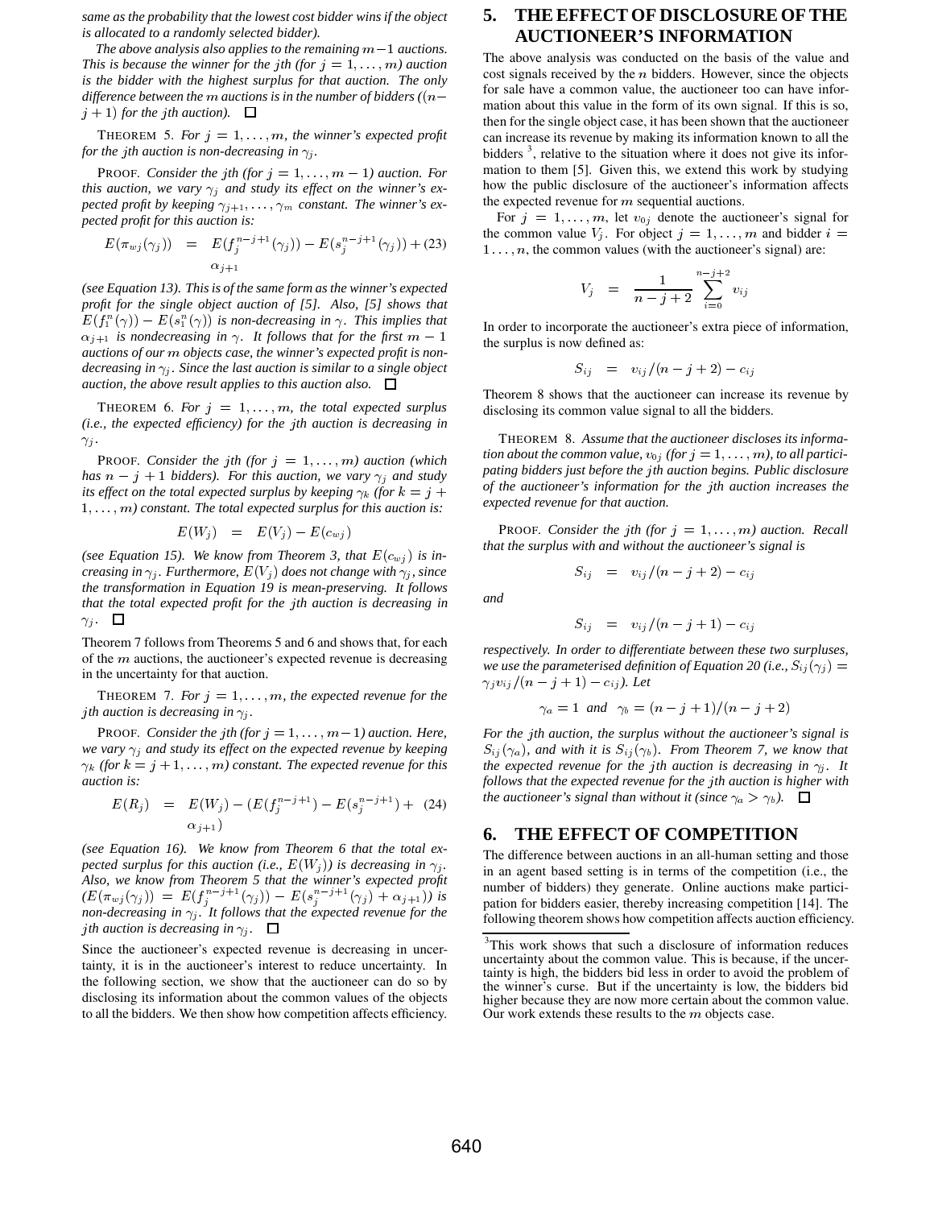*same as the probability that the lowest cost bidder wins if the object is allocated to a randomly selected bidder).*

*The above analysis also applies to the remaining $m-1$ auctions. This is because the winner for the $j$th (for $j = 1, \ldots, m$) auction is the bidder with the highest surplus for that auction. The only difference between the $m$ auctions is in the number of bidders ($(n-j+1)$ for the $j$th auction).* □

THEOREM 5. *For $j = 1, \ldots, m$, the winner's expected profit for the $j$th auction is non-decreasing in $\gamma_j$.*

PROOF. *Consider the $j$th (for $j = 1, \ldots, m-1$) auction. For this auction, we vary $\gamma_j$ and study its effect on the winner's expected profit by keeping $\gamma_{j+1}, \ldots, \gamma_m$ constant. The winner's expected profit for this auction is:*

$$E(\pi_{wj}(\gamma_j)) = E(f_j^{n-j+1}(\gamma_j)) - E(s_j^{n-j+1}(\gamma_j)) + \alpha_{j+1} \quad (23)$$

*(see Equation 13). This is of the same form as the winner's expected profit for the single object auction of [5]. Also, [5] shows that $E(f_1^n(\gamma)) - E(s_1^n(\gamma))$ is non-decreasing in $\gamma$. This implies that $\alpha_{j+1}$ is nondecreasing in $\gamma$. It follows that for the first $m-1$ auctions of our $m$ objects case, the winner's expected profit is non-decreasing in $\gamma_j$. Since the last auction is similar to a single object auction, the above result applies to this auction also.* □

THEOREM 6. *For $j = 1, \ldots, m$, the total expected surplus (i.e., the expected efficiency) for the $j$th auction is decreasing in $\gamma_j$.*

PROOF. *Consider the $j$th (for $j = 1, \ldots, m$) auction (which has $n-j+1$ bidders). For this auction, we vary $\gamma_j$ and study its effect on the total expected surplus by keeping $\gamma_k$ (for $k = j+1, \ldots, m$) constant. The total expected surplus for this auction is:*

$$E(W_j) = E(V_j) - E(c_{wj})$$

*(see Equation 15). We know from Theorem 3, that $E(c_{wj})$ is increasing in $\gamma_j$. Furthermore, $E(V_j)$ does not change with $\gamma_j$, since the transformation in Equation 19 is mean-preserving. It follows that the total expected profit for the $j$th auction is decreasing in $\gamma_j$.* □

Theorem 7 follows from Theorems 5 and 6 and shows that, for each of the $m$ auctions, the auctioneer's expected revenue is decreasing in the uncertainty for that auction.

THEOREM 7. *For $j = 1, \ldots, m$, the expected revenue for the $j$th auction is decreasing in $\gamma_j$.*

PROOF. *Consider the $j$th (for $j = 1, \ldots, m-1$) auction. Here, we vary $\gamma_j$ and study its effect on the expected revenue by keeping $\gamma_k$ (for $k = j+1, \ldots, m$) constant. The expected revenue for this auction is:*

$$E(R_j) = E(W_j) - (E(f_j^{n-j+1}) - E(s_j^{n-j+1}) + \alpha_{j+1}) \quad (24)$$

*(see Equation 16). We know from Theorem 6 that the total expected surplus for this auction (i.e., $E(W_j)$) is decreasing in $\gamma_j$. Also, we know from Theorem 5 that the winner's expected profit $(E(\pi_{wj}(\gamma_j)) = E(f_j^{n-j+1}(\gamma_j)) - E(s_j^{n-j+1}(\gamma_j) + \alpha_{j+1}))$ is non-decreasing in $\gamma_j$. It follows that the expected revenue for the $j$th auction is decreasing in $\gamma_j$.* □

Since the auctioneer's expected revenue is decreasing in uncertainty, it is in the auctioneer's interest to reduce uncertainty. In the following section, we show that the auctioneer can do so by disclosing its information about the common values of the objects to all the bidders. We then show how competition affects efficiency.

## 5. THE EFFECT OF DISCLOSURE OF THE AUCTIONEER'S INFORMATION

The above analysis was conducted on the basis of the value and cost signals received by the $n$ bidders. However, since the objects for sale have a common value, the auctioneer too can have information about this value in the form of its own signal. If this is so, then for the single object case, it has been shown that the auctioneer can increase its revenue by making its information known to all the bidders [3], relative to the situation where it does not give its information to them [5]. Given this, we extend this work by studying how the public disclosure of the auctioneer's information affects the expected revenue for $m$ sequential auctions.

For $j = 1, \ldots, m$, let $v_{0j}$ denote the auctioneer's signal for the common value $V_j$. For object $j = 1, \ldots, m$ and bidder $i = 1 \ldots, n$, the common values (with the auctioneer's signal) are:

$$V_j = \frac{1}{n-j+2} \sum_{i=0}^{n-j+2} v_{ij}$$

In order to incorporate the auctioneer's extra piece of information, the surplus is now defined as:

$$S_{ij} = v_{ij}/(n-j+2) - c_{ij}$$

Theorem 8 shows that the auctioneer can increase its revenue by disclosing its common value signal to all the bidders.

THEOREM 8. *Assume that the auctioneer discloses its information about the common value, $v_{0j}$ (for $j = 1, \ldots, m$), to all participating bidders just before the $j$th auction begins. Public disclosure of the auctioneer's information for the $j$th auction increases the expected revenue for that auction.*

PROOF. *Consider the $j$th (for $j = 1, \ldots, m$) auction. Recall that the surplus with and without the auctioneer's signal is*

$$S_{ij} = v_{ij}/(n-j+2) - c_{ij}$$

*and*

$$S_{ij} = v_{ij}/(n-j+1) - c_{ij}$$

*respectively. In order to differentiate between these two surpluses, we use the parameterised definition of Equation 20 (i.e., $S_{ij}(\gamma_j) = \gamma_j v_{ij}/(n-j+1) - c_{ij}$). Let*

$$\gamma_a = 1 \ \text{ and } \ \gamma_b = (n-j+1)/(n-j+2)$$

*For the $j$th auction, the surplus without the auctioneer's signal is $S_{ij}(\gamma_a)$, and with it is $S_{ij}(\gamma_b)$. From Theorem 7, we know that the expected revenue for the $j$th auction is decreasing in $\gamma_j$. It follows that the expected revenue for the $j$th auction is higher with the auctioneer's signal than without it (since $\gamma_a > \gamma_b$).* □

## 6. THE EFFECT OF COMPETITION

The difference between auctions in an all-human setting and those in an agent based setting is in terms of the competition (i.e., the number of bidders) they generate. Online auctions make participation for bidders easier, thereby increasing competition [14]. The following theorem shows how competition affects auction efficiency.

[3] This work shows that such a disclosure of information reduces uncertainty about the common value. This is because, if the uncertainty is high, the bidders bid less in order to avoid the problem of the winner's curse. But if the uncertainty is low, the bidders bid higher because they are now more certain about the common value. Our work extends these results to the $m$ objects case.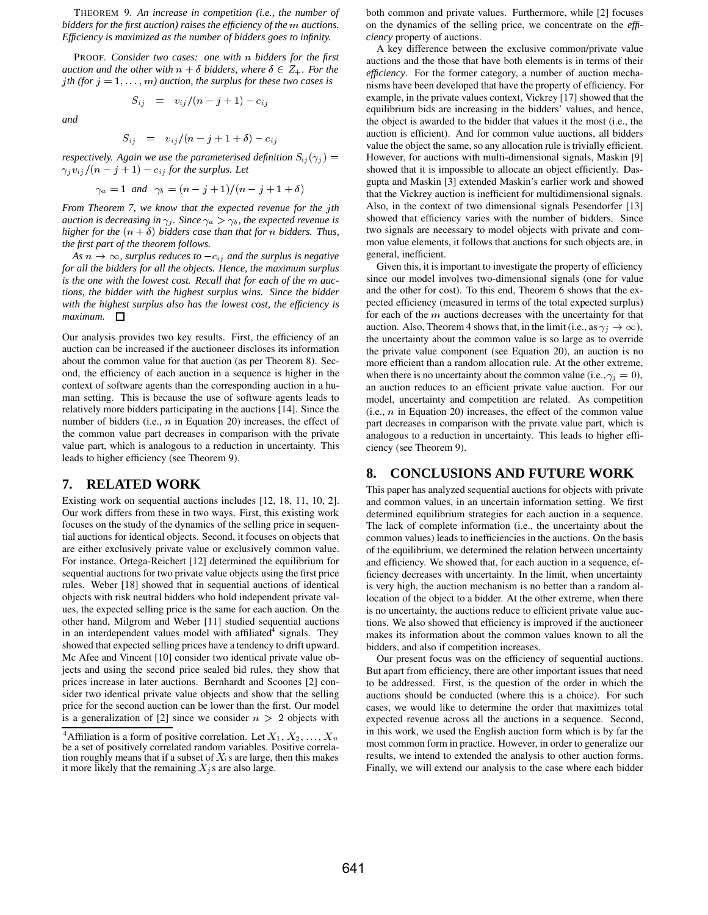THEOREM 9. *An increase in competition (i.e., the number of bidders for the first auction) raises the efficiency of the $m$ auctions. Efficiency is maximized as the number of bidders goes to infinity.*

PROOF. *Consider two cases: one with $n$ bidders for the first auction and the other with $n + \delta$ bidders, where $\delta \in Z_+$. For the $j$th (for $j = 1, \ldots, m$) auction, the surplus for these two cases is*

$$S_{ij} = v_{ij}/(n - j + 1) - c_{ij}$$

*and*

$$S_{ij} = v_{ij}/(n - j + 1 + \delta) - c_{ij}$$

*respectively. Again we use the parameterised definition $S_{ij}(\gamma_j) = \gamma_j v_{ij}/(n - j + 1) - c_{ij}$ for the surplus. Let*

$$\gamma_a = 1 \text{ and } \gamma_b = (n - j + 1)/(n - j + 1 + \delta)$$

*From Theorem 7, we know that the expected revenue for the $j$th auction is decreasing in $\gamma_j$. Since $\gamma_a > \gamma_b$, the expected revenue is higher for the $(n+\delta)$ bidders case than that for $n$ bidders. Thus, the first part of the theorem follows.*

*As $n \to \infty$, surplus reduces to $-c_{ij}$ and the surplus is negative for all the bidders for all the objects. Hence, the maximum surplus is the one with the lowest cost. Recall that for each of the $m$ auctions, the bidder with the highest surplus wins. Since the bidder with the highest surplus also has the lowest cost, the efficiency is maximum.* □

Our analysis provides two key results. First, the efficiency of an auction can be increased if the auctioneer discloses its information about the common value for that auction (as per Theorem 8). Second, the efficiency of each auction in a sequence is higher in the context of software agents than the corresponding auction in a human setting. This is because the use of software agents leads to relatively more bidders participating in the auctions [14]. Since the number of bidders (i.e., $n$ in Equation 20) increases, the effect of the common value part decreases in comparison with the private value part, which is analogous to a reduction in uncertainty. This leads to higher efficiency (see Theorem 9).

## 7. RELATED WORK

Existing work on sequential auctions includes [12, 18, 11, 10, 2]. Our work differs from these in two ways. First, this existing work focuses on the study of the dynamics of the selling price in sequential auctions for identical objects. Second, it focuses on objects that are either exclusively private value or exclusively common value. For instance, Ortega-Reichert [12] determined the equilibrium for sequential auctions for two private value objects using the first price rules. Weber [18] showed that in sequential auctions of identical objects with risk neutral bidders who hold independent private values, the expected selling price is the same for each auction. On the other hand, Milgrom and Weber [11] studied sequential auctions in an interdependent values model with affiliated[4] signals. They showed that expected selling prices have a tendency to drift upward. Mc Afee and Vincent [10] consider two identical private value objects and using the second price sealed bid rules, they show that prices increase in later auctions. Bernhardt and Scoones [2] consider two identical private value objects and show that the selling price for the second auction can be lower than the first. Our model is a generalization of [2] since we consider $n > 2$ objects with both common and private values. Furthermore, while [2] focuses on the dynamics of the selling price, we concentrate on the *efficiency* property of auctions.

A key difference between the exclusive common/private value auctions and the those that have both elements is in terms of their *efficiency*. For the former category, a number of auction mechanisms have been developed that have the property of efficiency. For example, in the private values context, Vickrey [17] showed that the equilibrium bids are increasing in the bidders' values, and hence, the object is awarded to the bidder that values it the most (i.e., the auction is efficient). And for common value auctions, all bidders value the object the same, so any allocation rule is trivially efficient. However, for auctions with multi-dimensional signals, Maskin [9] showed that it is impossible to allocate an object efficiently. Dasgupta and Maskin [3] extended Maskin's earlier work and showed that the Vickrey auction is inefficient for multidimensional signals. Also, in the context of two dimensional signals Pesendorfer [13] showed that efficiency varies with the number of bidders. Since two signals are necessary to model objects with private and common value elements, it follows that auctions for such objects are, in general, inefficient.

Given this, it is important to investigate the property of efficiency since our model involves two-dimensional signals (one for value and the other for cost). To this end, Theorem 6 shows that the expected efficiency (measured in terms of the total expected surplus) for each of the $m$ auctions decreases with the uncertainty for that auction. Also, Theorem 4 shows that, in the limit (i.e., as $\gamma_j \to \infty$), the uncertainty about the common value is so large as to override the private value component (see Equation 20), an auction is no more efficient than a random allocation rule. At the other extreme, when there is no uncertainty about the common value (i.e., $\gamma_j = 0$), an auction reduces to an efficient private value auction. For our model, uncertainty and competition are related. As competition (i.e., $n$ in Equation 20) increases, the effect of the common value part decreases in comparison with the private value part, which is analogous to a reduction in uncertainty. This leads to higher efficiency (see Theorem 9).

## 8. CONCLUSIONS AND FUTURE WORK

This paper has analyzed sequential auctions for objects with private and common values, in an uncertain information setting. We first determined equilibrium strategies for each auction in a sequence. The lack of complete information (i.e., the uncertainty about the common values) leads to inefficiencies in the auctions. On the basis of the equilibrium, we determined the relation between uncertainty and efficiency. We showed that, for each auction in a sequence, efficiency decreases with uncertainty. In the limit, when uncertainty is very high, the auction mechanism is no better than a random allocation of the object to a bidder. At the other extreme, when there is no uncertainty, the auctions reduce to efficient private value auctions. We also showed that efficiency is improved if the auctioneer makes its information about the common values known to all the bidders, and also if competition increases.

Our present focus was on the efficiency of sequential auctions. But apart from efficiency, there are other important issues that need to be addressed. First, is the question of the order in which the auctions should be conducted (where this is a choice). For such cases, we would like to determine the order that maximizes total expected revenue across all the auctions in a sequence. Second, in this work, we used the English auction form which is by far the most common form in practice. However, in order to generalize our results, we intend to extended the analysis to other auction forms. Finally, we will extend our analysis to the case where each bidder

[4] Affiliation is a form of positive correlation. Let $X_1, X_2, \ldots, X_n$ be a set of positively correlated random variables. Positive correlation roughly means that if a subset of $X_i$s are large, then this makes it more likely that the remaining $X_j$s are also large.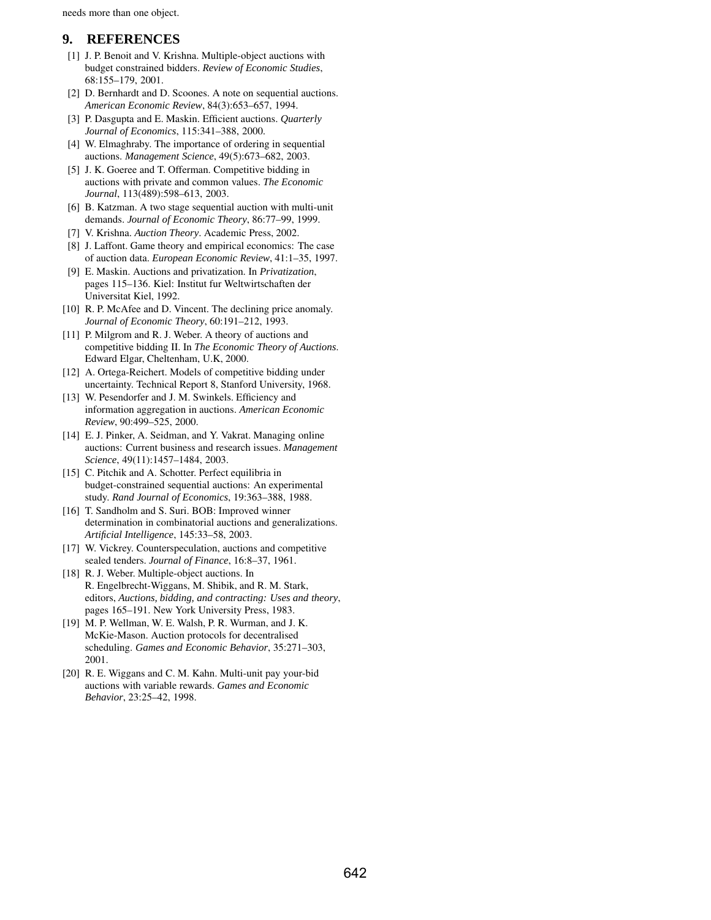needs more than one object.

## 9. REFERENCES

[1] J. P. Benoit and V. Krishna. Multiple-object auctions with budget constrained bidders. *Review of Economic Studies*, 68:155–179, 2001.

[2] D. Bernhardt and D. Scoones. A note on sequential auctions. *American Economic Review*, 84(3):653–657, 1994.

[3] P. Dasgupta and E. Maskin. Efficient auctions. *Quarterly Journal of Economics*, 115:341–388, 2000.

[4] W. Elmaghraby. The importance of ordering in sequential auctions. *Management Science*, 49(5):673–682, 2003.

[5] J. K. Goeree and T. Offerman. Competitive bidding in auctions with private and common values. *The Economic Journal*, 113(489):598–613, 2003.

[6] B. Katzman. A two stage sequential auction with multi-unit demands. *Journal of Economic Theory*, 86:77–99, 1999.

[7] V. Krishna. *Auction Theory*. Academic Press, 2002.

[8] J. Laffont. Game theory and empirical economics: The case of auction data. *European Economic Review*, 41:1–35, 1997.

[9] E. Maskin. Auctions and privatization. In *Privatization*, pages 115–136. Kiel: Institut fur Weltwirtschaften der Universitat Kiel, 1992.

[10] R. P. McAfee and D. Vincent. The declining price anomaly. *Journal of Economic Theory*, 60:191–212, 1993.

[11] P. Milgrom and R. J. Weber. A theory of auctions and competitive bidding II. In *The Economic Theory of Auctions*. Edward Elgar, Cheltenham, U.K, 2000.

[12] A. Ortega-Reichert. Models of competitive bidding under uncertainty. Technical Report 8, Stanford University, 1968.

[13] W. Pesendorfer and J. M. Swinkels. Efficiency and information aggregation in auctions. *American Economic Review*, 90:499–525, 2000.

[14] E. J. Pinker, A. Seidman, and Y. Vakrat. Managing online auctions: Current business and research issues. *Management Science*, 49(11):1457–1484, 2003.

[15] C. Pitchik and A. Schotter. Perfect equilibria in budget-constrained sequential auctions: An experimental study. *Rand Journal of Economics*, 19:363–388, 1988.

[16] T. Sandholm and S. Suri. BOB: Improved winner determination in combinatorial auctions and generalizations. *Artificial Intelligence*, 145:33–58, 2003.

[17] W. Vickrey. Counterspeculation, auctions and competitive sealed tenders. *Journal of Finance*, 16:8–37, 1961.

[18] R. J. Weber. Multiple-object auctions. In R. Engelbrecht-Wiggans, M. Shibik, and R. M. Stark, editors, *Auctions, bidding, and contracting: Uses and theory*, pages 165–191. New York University Press, 1983.

[19] M. P. Wellman, W. E. Walsh, P. R. Wurman, and J. K. McKie-Mason. Auction protocols for decentralised scheduling. *Games and Economic Behavior*, 35:271–303, 2001.

[20] R. E. Wiggans and C. M. Kahn. Multi-unit pay your-bid auctions with variable rewards. *Games and Economic Behavior*, 23:25–42, 1998.